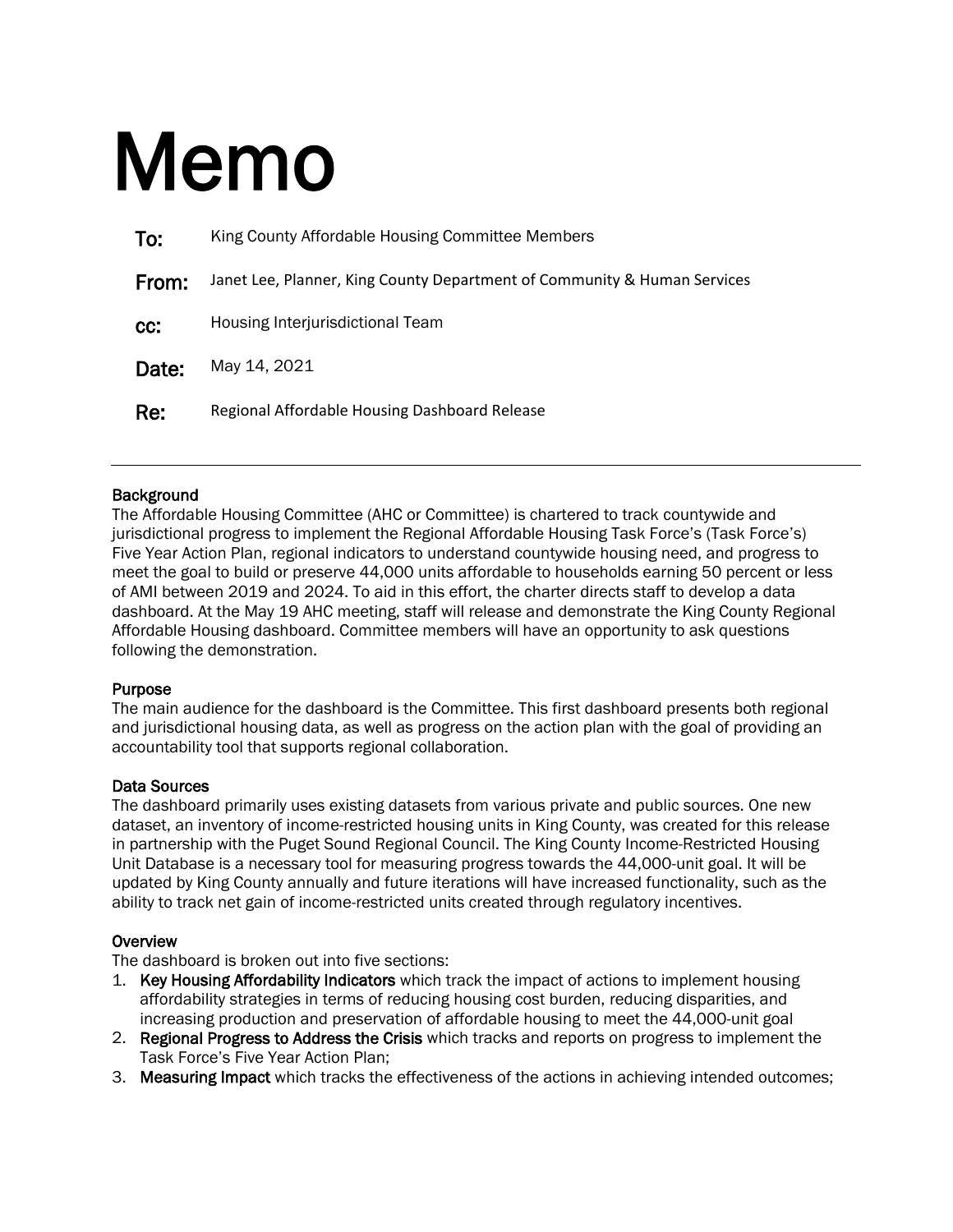# Memo

**To:** King County Affordable Housing Committee Members

**From:** Janet Lee, Planner, King County Department of Community & Human Services

**cc:** Housing Interjurisdictional Team

**Date:** May 14, 2021

**Re:** Regional Affordable Housing Dashboard Release

---

## Background

The Affordable Housing Committee (AHC or Committee) is chartered to track countywide and jurisdictional progress to implement the Regional Affordable Housing Task Force's (Task Force's) Five Year Action Plan, regional indicators to understand countywide housing need, and progress to meet the goal to build or preserve 44,000 units affordable to households earning 50 percent or less of AMI between 2019 and 2024. To aid in this effort, the charter directs staff to develop a data dashboard. At the May 19 AHC meeting, staff will release and demonstrate the King County Regional Affordable Housing dashboard. Committee members will have an opportunity to ask questions following the demonstration.

## Purpose

The main audience for the dashboard is the Committee. This first dashboard presents both regional and jurisdictional housing data, as well as progress on the action plan with the goal of providing an accountability tool that supports regional collaboration.

## Data Sources

The dashboard primarily uses existing datasets from various private and public sources. One new dataset, an inventory of income-restricted housing units in King County, was created for this release in partnership with the Puget Sound Regional Council. The King County Income-Restricted Housing Unit Database is a necessary tool for measuring progress towards the 44,000-unit goal. It will be updated by King County annually and future iterations will have increased functionality, such as the ability to track net gain of income-restricted units created through regulatory incentives.

## Overview

The dashboard is broken out into five sections:

1. **Key Housing Affordability Indicators** which track the impact of actions to implement housing affordability strategies in terms of reducing housing cost burden, reducing disparities, and increasing production and preservation of affordable housing to meet the 44,000-unit goal
2. **Regional Progress to Address the Crisis** which tracks and reports on progress to implement the Task Force's Five Year Action Plan;
3. **Measuring Impact** which tracks the effectiveness of the actions in achieving intended outcomes;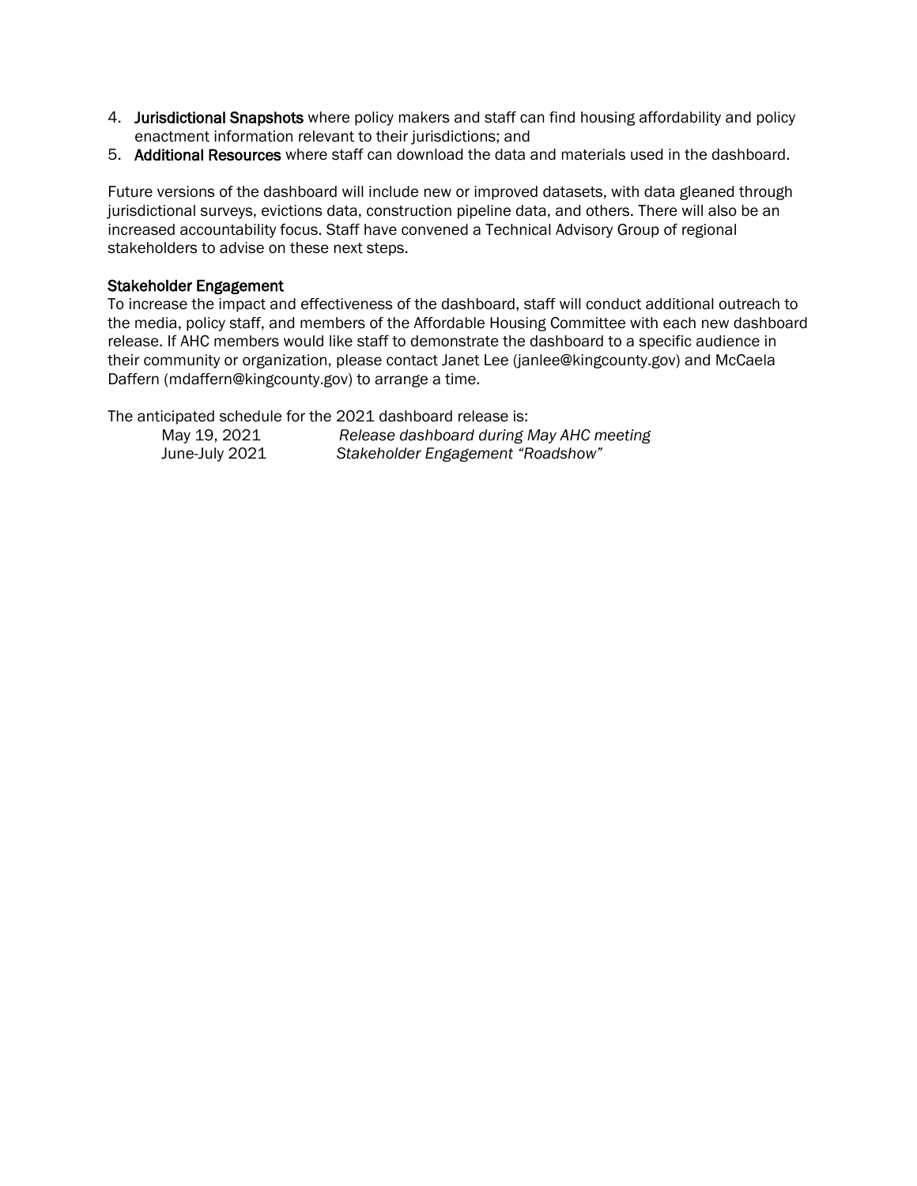4. **Jurisdictional Snapshots** where policy makers and staff can find housing affordability and policy enactment information relevant to their jurisdictions; and
5. **Additional Resources** where staff can download the data and materials used in the dashboard.

Future versions of the dashboard will include new or improved datasets, with data gleaned through jurisdictional surveys, evictions data, construction pipeline data, and others. There will also be an increased accountability focus. Staff have convened a Technical Advisory Group of regional stakeholders to advise on these next steps.

### Stakeholder Engagement

To increase the impact and effectiveness of the dashboard, staff will conduct additional outreach to the media, policy staff, and members of the Affordable Housing Committee with each new dashboard release. If AHC members would like staff to demonstrate the dashboard to a specific audience in their community or organization, please contact Janet Lee (janlee@kingcounty.gov) and McCaela Daffern (mdaffern@kingcounty.gov) to arrange a time.

The anticipated schedule for the 2021 dashboard release is:

| | |
|---|---|
| May 19, 2021 | *Release dashboard during May AHC meeting* |
| June-July 2021 | *Stakeholder Engagement "Roadshow"* |